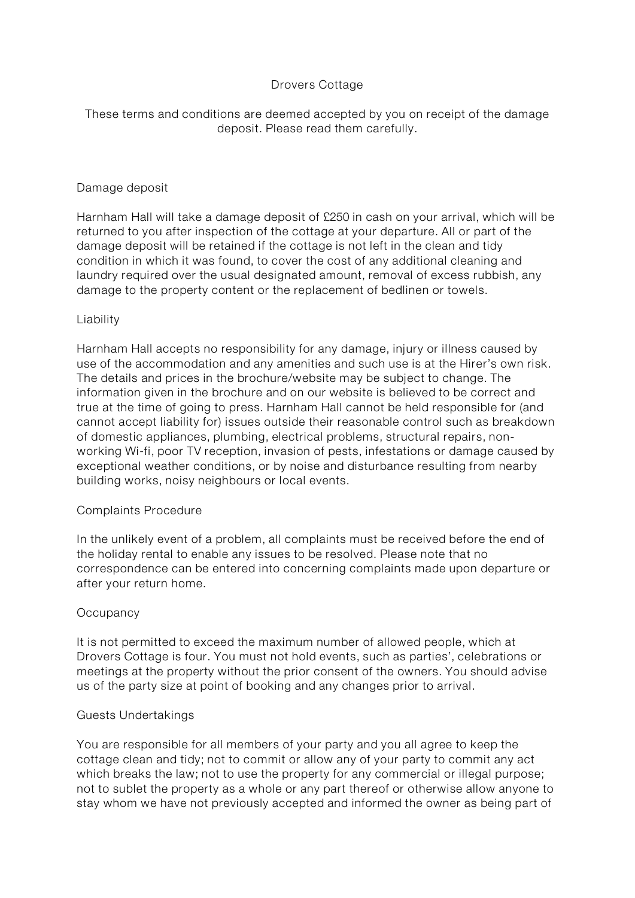# Drovers Cottage

These terms and conditions are deemed accepted by you on receipt of the damage deposit. Please read them carefully.

## Damage deposit

Harnham Hall will take a damage deposit of £250 in cash on your arrival, which will be returned to you after inspection of the cottage at your departure. All or part of the damage deposit will be retained if the cottage is not left in the clean and tidy condition in which it was found, to cover the cost of any additional cleaning and laundry required over the usual designated amount, removal of excess rubbish, any damage to the property content or the replacement of bedlinen or towels.

## Liability

Harnham Hall accepts no responsibility for any damage, injury or illness caused by use of the accommodation and any amenities and such use is at the Hirer's own risk. The details and prices in the brochure/website may be subject to change. The information given in the brochure and on our website is believed to be correct and true at the time of going to press. Harnham Hall cannot be held responsible for (and cannot accept liability for) issues outside their reasonable control such as breakdown of domestic appliances, plumbing, electrical problems, structural repairs, non-working Wi-fi, poor TV reception, invasion of pests, infestations or damage caused by exceptional weather conditions, or by noise and disturbance resulting from nearby building works, noisy neighbours or local events.

## Complaints Procedure

In the unlikely event of a problem, all complaints must be received before the end of the holiday rental to enable any issues to be resolved. Please note that no correspondence can be entered into concerning complaints made upon departure or after your return home.

## Occupancy

It is not permitted to exceed the maximum number of allowed people, which at Drovers Cottage is four. You must not hold events, such as parties', celebrations or meetings at the property without the prior consent of the owners. You should advise us of the party size at point of booking and any changes prior to arrival.

## Guests Undertakings

You are responsible for all members of your party and you all agree to keep the cottage clean and tidy; not to commit or allow any of your party to commit any act which breaks the law; not to use the property for any commercial or illegal purpose; not to sublet the property as a whole or any part thereof or otherwise allow anyone to stay whom we have not previously accepted and informed the owner as being part of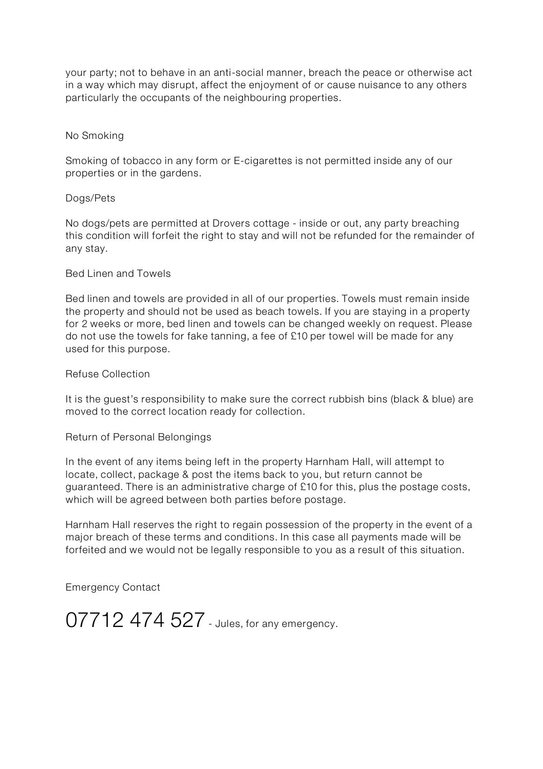your party; not to behave in an anti-social manner, breach the peace or otherwise act in a way which may disrupt, affect the enjoyment of or cause nuisance to any others particularly the occupants of the neighbouring properties.

## No Smoking

Smoking of tobacco in any form or E-cigarettes is not permitted inside any of our properties or in the gardens.

## Dogs/Pets

No dogs/pets are permitted at Drovers cottage - inside or out, any party breaching this condition will forfeit the right to stay and will not be refunded for the remainder of any stay.

## Bed Linen and Towels

Bed linen and towels are provided in all of our properties. Towels must remain inside the property and should not be used as beach towels. If you are staying in a property for 2 weeks or more, bed linen and towels can be changed weekly on request. Please do not use the towels for fake tanning, a fee of £10 per towel will be made for any used for this purpose.

## Refuse Collection

It is the guest's responsibility to make sure the correct rubbish bins (black & blue) are moved to the correct location ready for collection.

## Return of Personal Belongings

In the event of any items being left in the property Harnham Hall, will attempt to locate, collect, package & post the items back to you, but return cannot be guaranteed. There is an administrative charge of £10 for this, plus the postage costs, which will be agreed between both parties before postage.

Harnham Hall reserves the right to regain possession of the property in the event of a major breach of these terms and conditions. In this case all payments made will be forfeited and we would not be legally responsible to you as a result of this situation.

## Emergency Contact

# 07712 474 527 - Jules, for any emergency.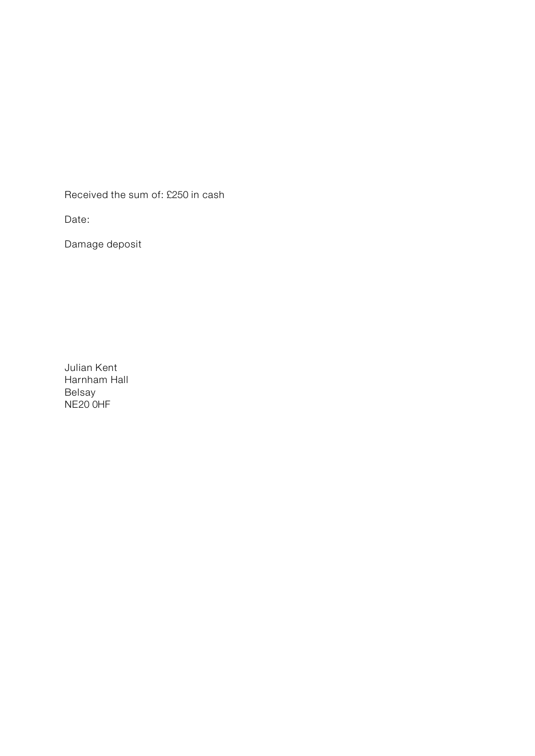Received the sum of: £250 in cash

Date:

Damage deposit

Julian Kent
Harnham Hall
Belsay
NE20 0HF